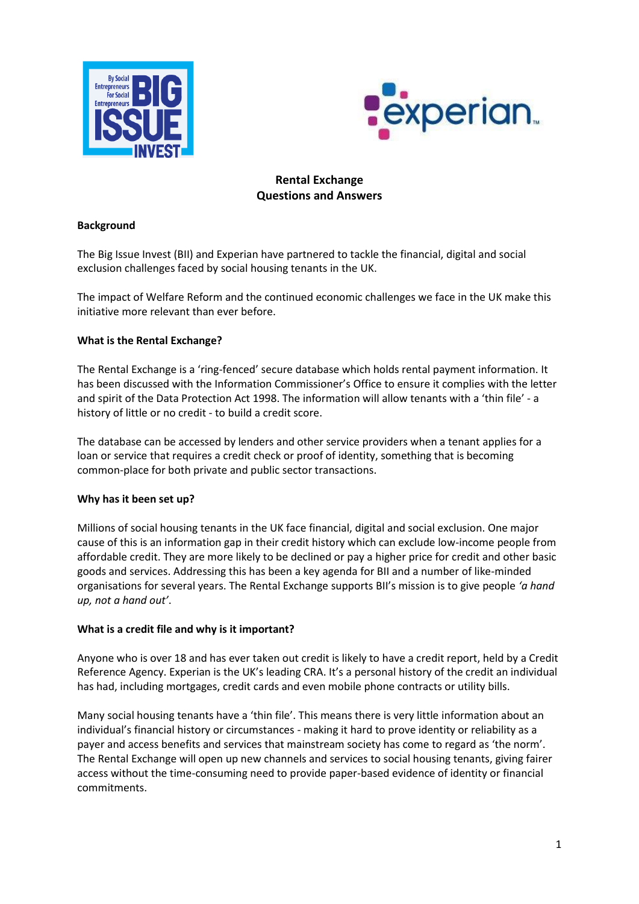# Rental Exchange
## Questions and Answers

**Background**

The Big Issue Invest (BII) and Experian have partnered to tackle the financial, digital and social exclusion challenges faced by social housing tenants in the UK.

The impact of Welfare Reform and the continued economic challenges we face in the UK make this initiative more relevant than ever before.

**What is the Rental Exchange?**

The Rental Exchange is a 'ring-fenced' secure database which holds rental payment information. It has been discussed with the Information Commissioner's Office to ensure it complies with the letter and spirit of the Data Protection Act 1998. The information will allow tenants with a 'thin file' - a history of little or no credit - to build a credit score.

The database can be accessed by lenders and other service providers when a tenant applies for a loan or service that requires a credit check or proof of identity, something that is becoming common-place for both private and public sector transactions.

**Why has it been set up?**

Millions of social housing tenants in the UK face financial, digital and social exclusion. One major cause of this is an information gap in their credit history which can exclude low-income people from affordable credit. They are more likely to be declined or pay a higher price for credit and other basic goods and services. Addressing this has been a key agenda for BII and a number of like-minded organisations for several years. The Rental Exchange supports BII's mission is to give people *'a hand up, not a hand out'*.

**What is a credit file and why is it important?**

Anyone who is over 18 and has ever taken out credit is likely to have a credit report, held by a Credit Reference Agency. Experian is the UK's leading CRA. It's a personal history of the credit an individual has had, including mortgages, credit cards and even mobile phone contracts or utility bills.

Many social housing tenants have a 'thin file'. This means there is very little information about an individual's financial history or circumstances - making it hard to prove identity or reliability as a payer and access benefits and services that mainstream society has come to regard as 'the norm'. The Rental Exchange will open up new channels and services to social housing tenants, giving fairer access without the time-consuming need to provide paper-based evidence of identity or financial commitments.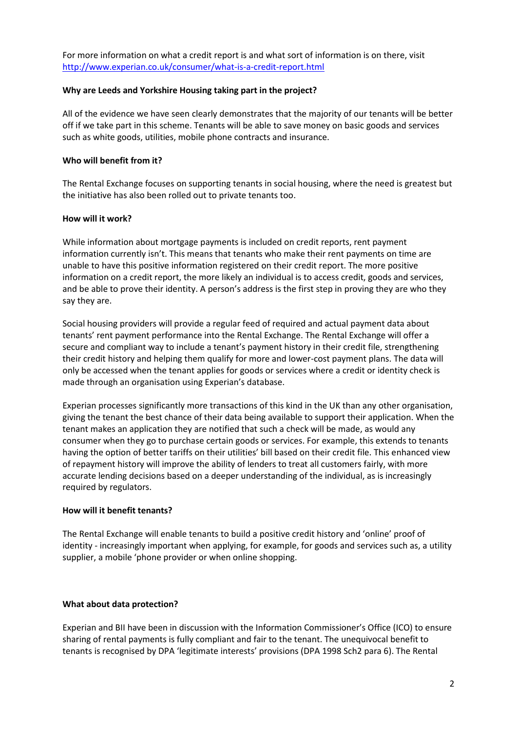For more information on what a credit report is and what sort of information is on there, visit http://www.experian.co.uk/consumer/what-is-a-credit-report.html

**Why are Leeds and Yorkshire Housing taking part in the project?**

All of the evidence we have seen clearly demonstrates that the majority of our tenants will be better off if we take part in this scheme. Tenants will be able to save money on basic goods and services such as white goods, utilities, mobile phone contracts and insurance.

**Who will benefit from it?**

The Rental Exchange focuses on supporting tenants in social housing, where the need is greatest but the initiative has also been rolled out to private tenants too.

**How will it work?**

While information about mortgage payments is included on credit reports, rent payment information currently isn't. This means that tenants who make their rent payments on time are unable to have this positive information registered on their credit report. The more positive information on a credit report, the more likely an individual is to access credit, goods and services, and be able to prove their identity. A person's address is the first step in proving they are who they say they are.

Social housing providers will provide a regular feed of required and actual payment data about tenants' rent payment performance into the Rental Exchange. The Rental Exchange will offer a secure and compliant way to include a tenant's payment history in their credit file, strengthening their credit history and helping them qualify for more and lower-cost payment plans. The data will only be accessed when the tenant applies for goods or services where a credit or identity check is made through an organisation using Experian's database.

Experian processes significantly more transactions of this kind in the UK than any other organisation, giving the tenant the best chance of their data being available to support their application. When the tenant makes an application they are notified that such a check will be made, as would any consumer when they go to purchase certain goods or services. For example, this extends to tenants having the option of better tariffs on their utilities' bill based on their credit file. This enhanced view of repayment history will improve the ability of lenders to treat all customers fairly, with more accurate lending decisions based on a deeper understanding of the individual, as is increasingly required by regulators.

**How will it benefit tenants?**

The Rental Exchange will enable tenants to build a positive credit history and 'online' proof of identity - increasingly important when applying, for example, for goods and services such as, a utility supplier, a mobile 'phone provider or when online shopping.

**What about data protection?**

Experian and BII have been in discussion with the Information Commissioner's Office (ICO) to ensure sharing of rental payments is fully compliant and fair to the tenant. The unequivocal benefit to tenants is recognised by DPA 'legitimate interests' provisions (DPA 1998 Sch2 para 6). The Rental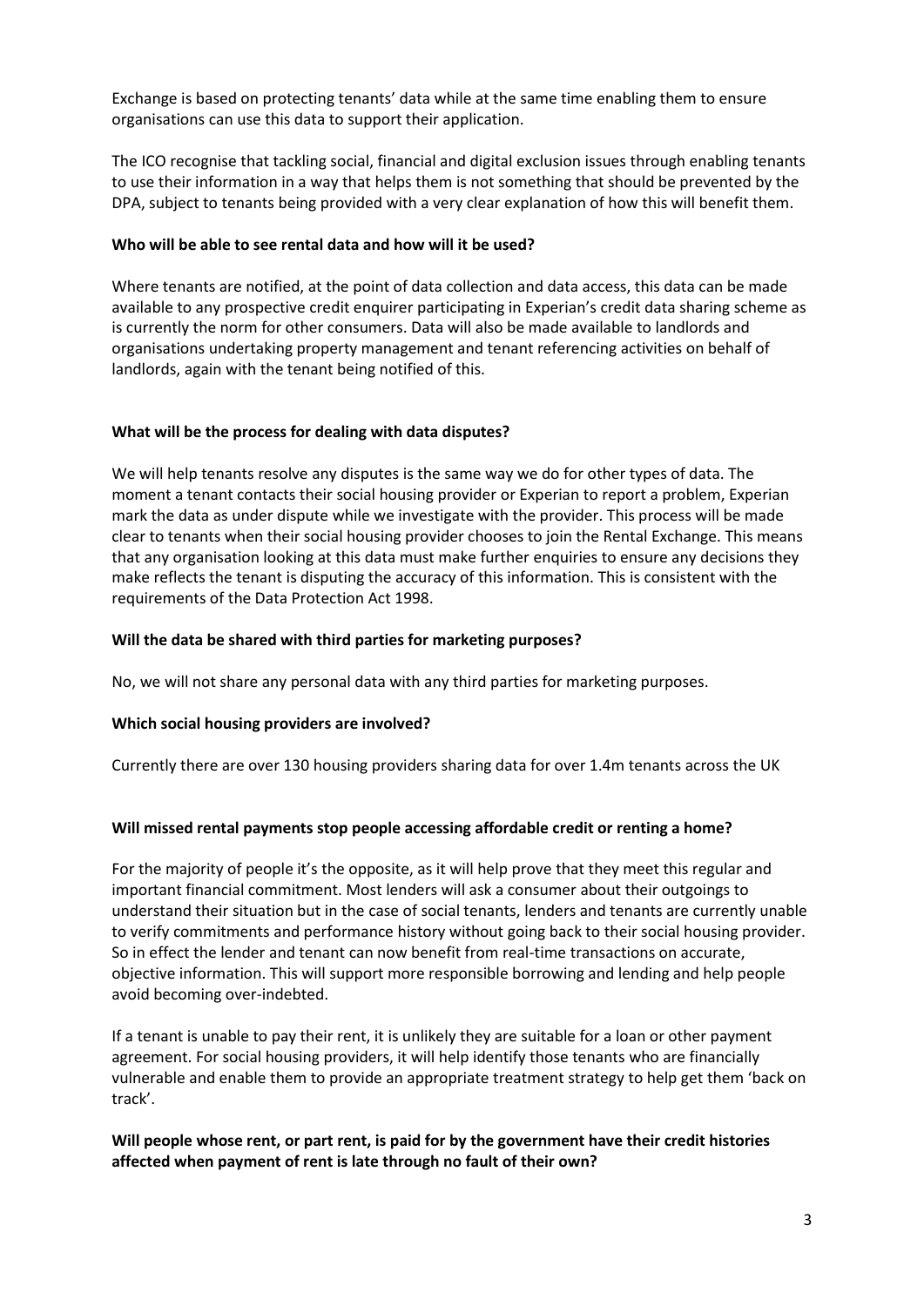Exchange is based on protecting tenants' data while at the same time enabling them to ensure organisations can use this data to support their application.

The ICO recognise that tackling social, financial and digital exclusion issues through enabling tenants to use their information in a way that helps them is not something that should be prevented by the DPA, subject to tenants being provided with a very clear explanation of how this will benefit them.

**Who will be able to see rental data and how will it be used?**

Where tenants are notified, at the point of data collection and data access, this data can be made available to any prospective credit enquirer participating in Experian's credit data sharing scheme as is currently the norm for other consumers. Data will also be made available to landlords and organisations undertaking property management and tenant referencing activities on behalf of landlords, again with the tenant being notified of this.

**What will be the process for dealing with data disputes?**

We will help tenants resolve any disputes is the same way we do for other types of data. The moment a tenant contacts their social housing provider or Experian to report a problem, Experian mark the data as under dispute while we investigate with the provider. This process will be made clear to tenants when their social housing provider chooses to join the Rental Exchange. This means that any organisation looking at this data must make further enquiries to ensure any decisions they make reflects the tenant is disputing the accuracy of this information. This is consistent with the requirements of the Data Protection Act 1998.

**Will the data be shared with third parties for marketing purposes?**

No, we will not share any personal data with any third parties for marketing purposes.

**Which social housing providers are involved?**

Currently there are over 130 housing providers sharing data for over 1.4m tenants across the UK

**Will missed rental payments stop people accessing affordable credit or renting a home?**

For the majority of people it's the opposite, as it will help prove that they meet this regular and important financial commitment. Most lenders will ask a consumer about their outgoings to understand their situation but in the case of social tenants, lenders and tenants are currently unable to verify commitments and performance history without going back to their social housing provider. So in effect the lender and tenant can now benefit from real-time transactions on accurate, objective information. This will support more responsible borrowing and lending and help people avoid becoming over-indebted.

If a tenant is unable to pay their rent, it is unlikely they are suitable for a loan or other payment agreement. For social housing providers, it will help identify those tenants who are financially vulnerable and enable them to provide an appropriate treatment strategy to help get them 'back on track'.

**Will people whose rent, or part rent, is paid for by the government have their credit histories affected when payment of rent is late through no fault of their own?**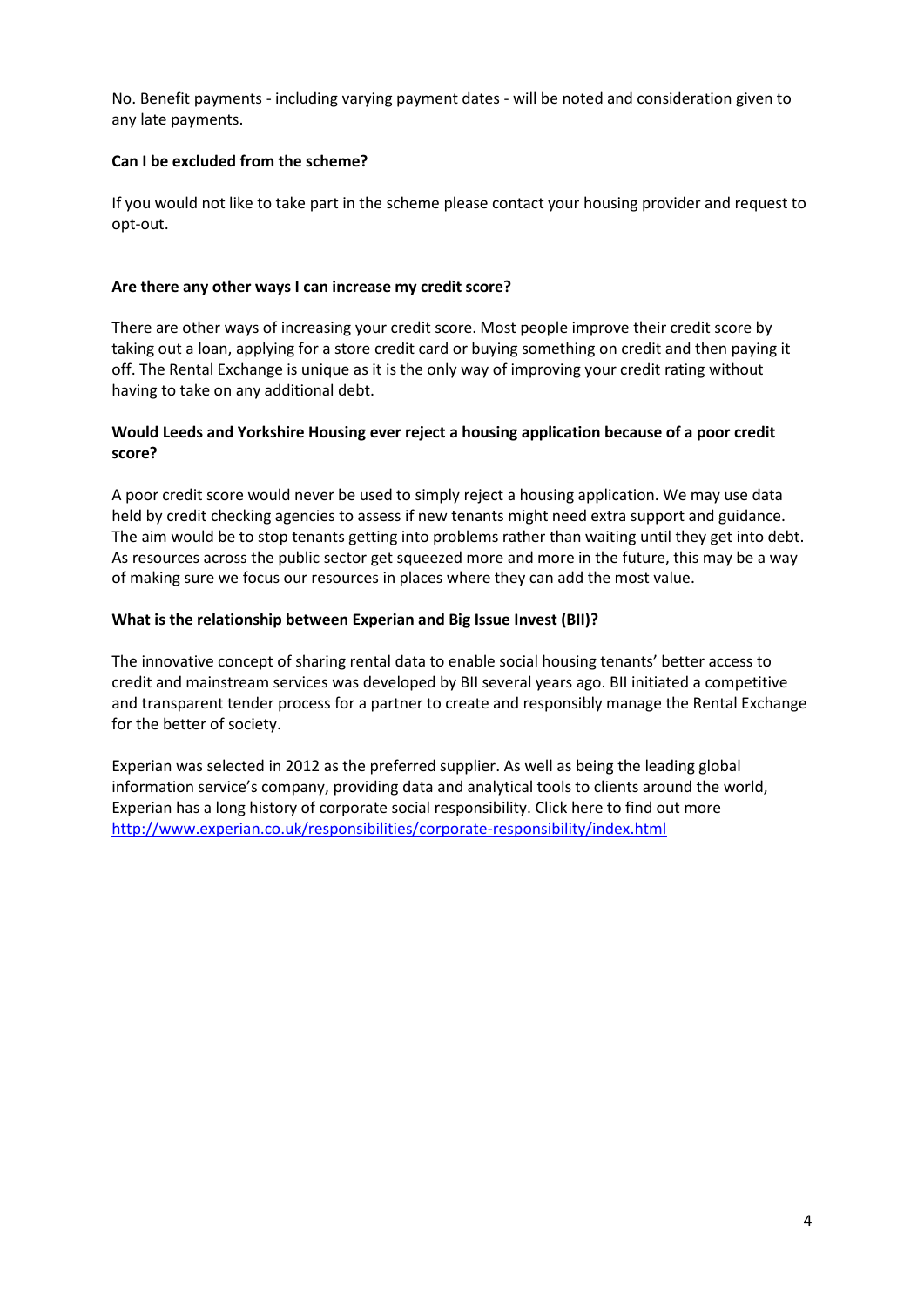No. Benefit payments - including varying payment dates - will be noted and consideration given to any late payments.

**Can I be excluded from the scheme?**

If you would not like to take part in the scheme please contact your housing provider and request to opt-out.

**Are there any other ways I can increase my credit score?**

There are other ways of increasing your credit score. Most people improve their credit score by taking out a loan, applying for a store credit card or buying something on credit and then paying it off. The Rental Exchange is unique as it is the only way of improving your credit rating without having to take on any additional debt.

**Would Leeds and Yorkshire Housing ever reject a housing application because of a poor credit score?**

A poor credit score would never be used to simply reject a housing application. We may use data held by credit checking agencies to assess if new tenants might need extra support and guidance. The aim would be to stop tenants getting into problems rather than waiting until they get into debt. As resources across the public sector get squeezed more and more in the future, this may be a way of making sure we focus our resources in places where they can add the most value.

**What is the relationship between Experian and Big Issue Invest (BII)?**

The innovative concept of sharing rental data to enable social housing tenants' better access to credit and mainstream services was developed by BII several years ago. BII initiated a competitive and transparent tender process for a partner to create and responsibly manage the Rental Exchange for the better of society.

Experian was selected in 2012 as the preferred supplier. As well as being the leading global information service's company, providing data and analytical tools to clients around the world, Experian has a long history of corporate social responsibility. Click here to find out more [http://www.experian.co.uk/responsibilities/corporate-responsibility/index.html](http://www.experian.co.uk/responsibilities/corporate-responsibility/index.html)